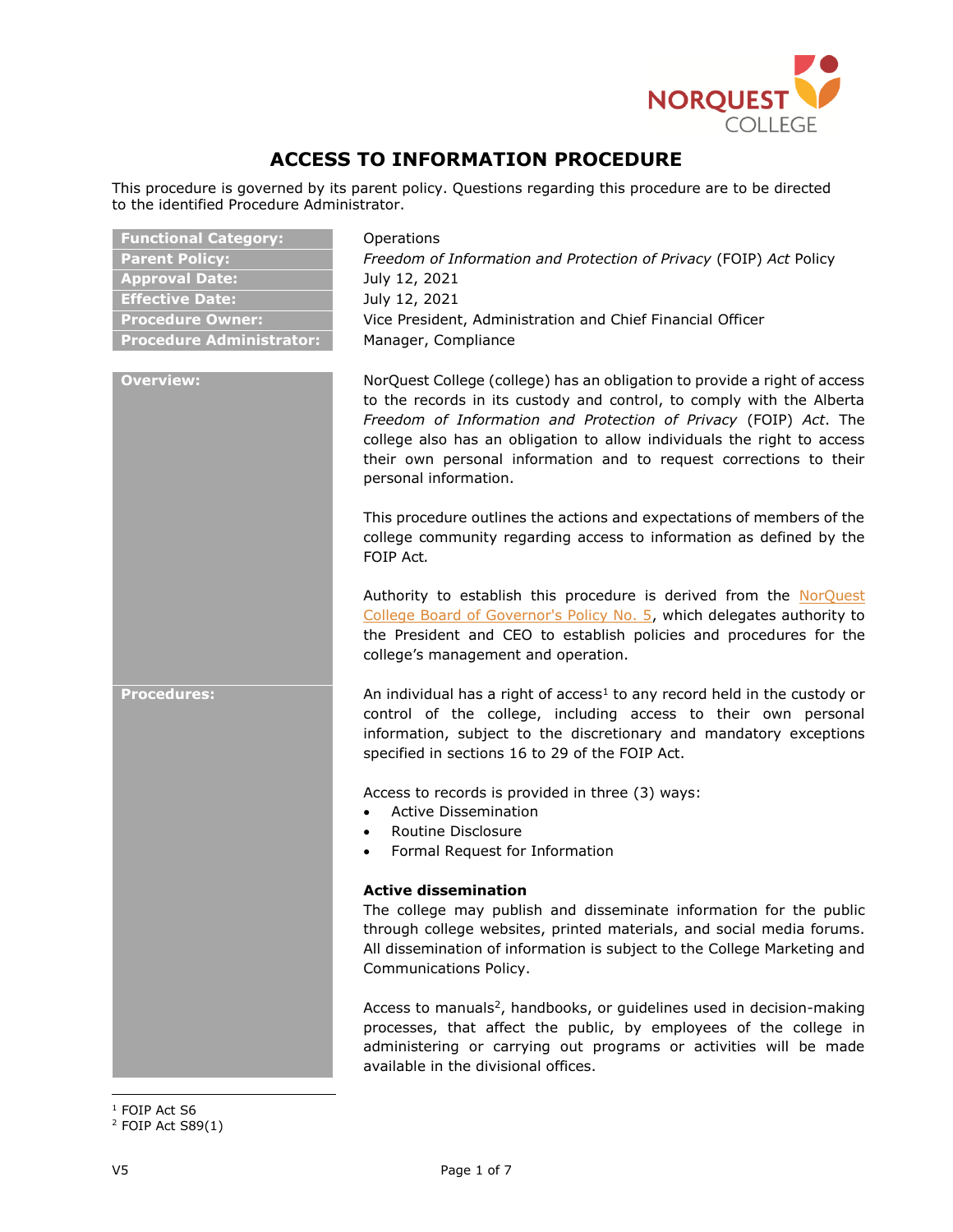# ACCESS TO INFORMATION PROCEDURE

This procedure is governed by its parent policy. Questions regarding this procedure are to be directed to the identified Procedure Administrator.

| | |
|---|---|
| **Functional Category:** | Operations |
| **Parent Policy:** | *Freedom of Information and Protection of Privacy* (FOIP) *Act* Policy |
| **Approval Date:** | July 12, 2021 |
| **Effective Date:** | July 12, 2021 |
| **Procedure Owner:** | Vice President, Administration and Chief Financial Officer |
| **Procedure Administrator:** | Manager, Compliance |

**Overview:**

NorQuest College (college) has an obligation to provide a right of access to the records in its custody and control, to comply with the Alberta *Freedom of Information and Protection of Privacy* (FOIP) *Act*. The college also has an obligation to allow individuals the right to access their own personal information and to request corrections to their personal information.

This procedure outlines the actions and expectations of members of the college community regarding access to information as defined by the FOIP Act.

Authority to establish this procedure is derived from the NorQuest College Board of Governor's Policy No. 5, which delegates authority to the President and CEO to establish policies and procedures for the college's management and operation.

**Procedures:**

An individual has a right of access[1] to any record held in the custody or control of the college, including access to their own personal information, subject to the discretionary and mandatory exceptions specified in sections 16 to 29 of the FOIP Act.

Access to records is provided in three (3) ways:

- Active Dissemination
- Routine Disclosure
- Formal Request for Information

**Active dissemination**

The college may publish and disseminate information for the public through college websites, printed materials, and social media forums. All dissemination of information is subject to the College Marketing and Communications Policy.

Access to manuals[2], handbooks, or guidelines used in decision-making processes, that affect the public, by employees of the college in administering or carrying out programs or activities will be made available in the divisional offices.

---

[1] FOIP Act S6

[2] FOIP Act S89(1)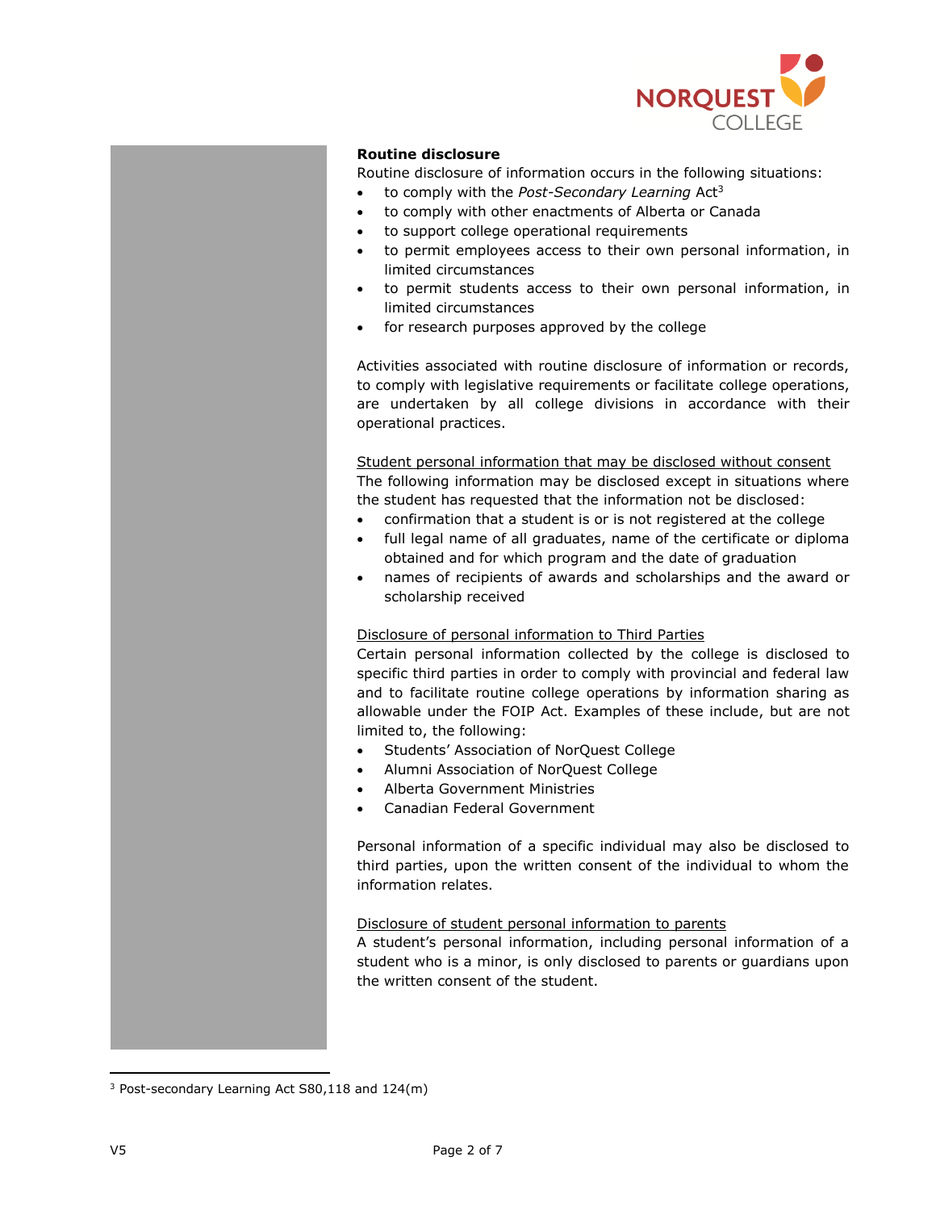**Routine disclosure**

Routine disclosure of information occurs in the following situations:

- to comply with the *Post-Secondary Learning* Act[3]
- to comply with other enactments of Alberta or Canada
- to support college operational requirements
- to permit employees access to their own personal information, in limited circumstances
- to permit students access to their own personal information, in limited circumstances
- for research purposes approved by the college

Activities associated with routine disclosure of information or records, to comply with legislative requirements or facilitate college operations, are undertaken by all college divisions in accordance with their operational practices.

<u>Student personal information that may be disclosed without consent</u>

The following information may be disclosed except in situations where the student has requested that the information not be disclosed:

- confirmation that a student is or is not registered at the college
- full legal name of all graduates, name of the certificate or diploma obtained and for which program and the date of graduation
- names of recipients of awards and scholarships and the award or scholarship received

<u>Disclosure of personal information to Third Parties</u>

Certain personal information collected by the college is disclosed to specific third parties in order to comply with provincial and federal law and to facilitate routine college operations by information sharing as allowable under the FOIP Act. Examples of these include, but are not limited to, the following:

- Students' Association of NorQuest College
- Alumni Association of NorQuest College
- Alberta Government Ministries
- Canadian Federal Government

Personal information of a specific individual may also be disclosed to third parties, upon the written consent of the individual to whom the information relates.

<u>Disclosure of student personal information to parents</u>

A student's personal information, including personal information of a student who is a minor, is only disclosed to parents or guardians upon the written consent of the student.

---

[3] Post-secondary Learning Act S80,118 and 124(m)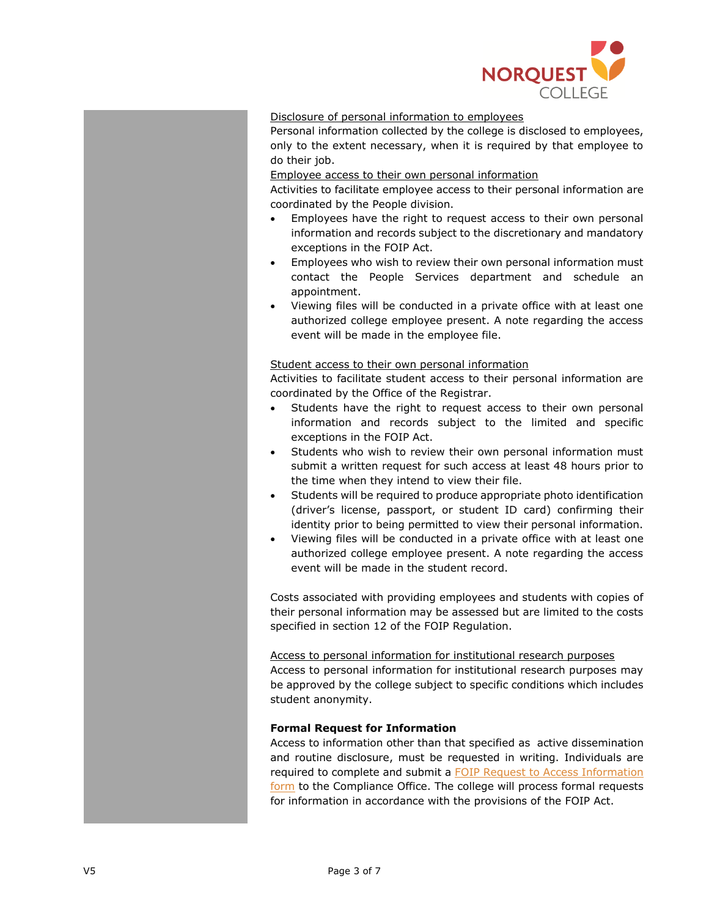<u>Disclosure of personal information to employees</u>

Personal information collected by the college is disclosed to employees, only to the extent necessary, when it is required by that employee to do their job.

<u>Employee access to their own personal information</u>

Activities to facilitate employee access to their personal information are coordinated by the People division.

- Employees have the right to request access to their own personal information and records subject to the discretionary and mandatory exceptions in the FOIP Act.
- Employees who wish to review their own personal information must contact the People Services department and schedule an appointment.
- Viewing files will be conducted in a private office with at least one authorized college employee present. A note regarding the access event will be made in the employee file.

<u>Student access to their own personal information</u>

Activities to facilitate student access to their personal information are coordinated by the Office of the Registrar.

- Students have the right to request access to their own personal information and records subject to the limited and specific exceptions in the FOIP Act.
- Students who wish to review their own personal information must submit a written request for such access at least 48 hours prior to the time when they intend to view their file.
- Students will be required to produce appropriate photo identification (driver's license, passport, or student ID card) confirming their identity prior to being permitted to view their personal information.
- Viewing files will be conducted in a private office with at least one authorized college employee present. A note regarding the access event will be made in the student record.

Costs associated with providing employees and students with copies of their personal information may be assessed but are limited to the costs specified in section 12 of the FOIP Regulation.

<u>Access to personal information for institutional research purposes</u>

Access to personal information for institutional research purposes may be approved by the college subject to specific conditions which includes student anonymity.

**Formal Request for Information**

Access to information other than that specified as active dissemination and routine disclosure, must be requested in writing. Individuals are required to complete and submit a FOIP Request to Access Information form to the Compliance Office. The college will process formal requests for information in accordance with the provisions of the FOIP Act.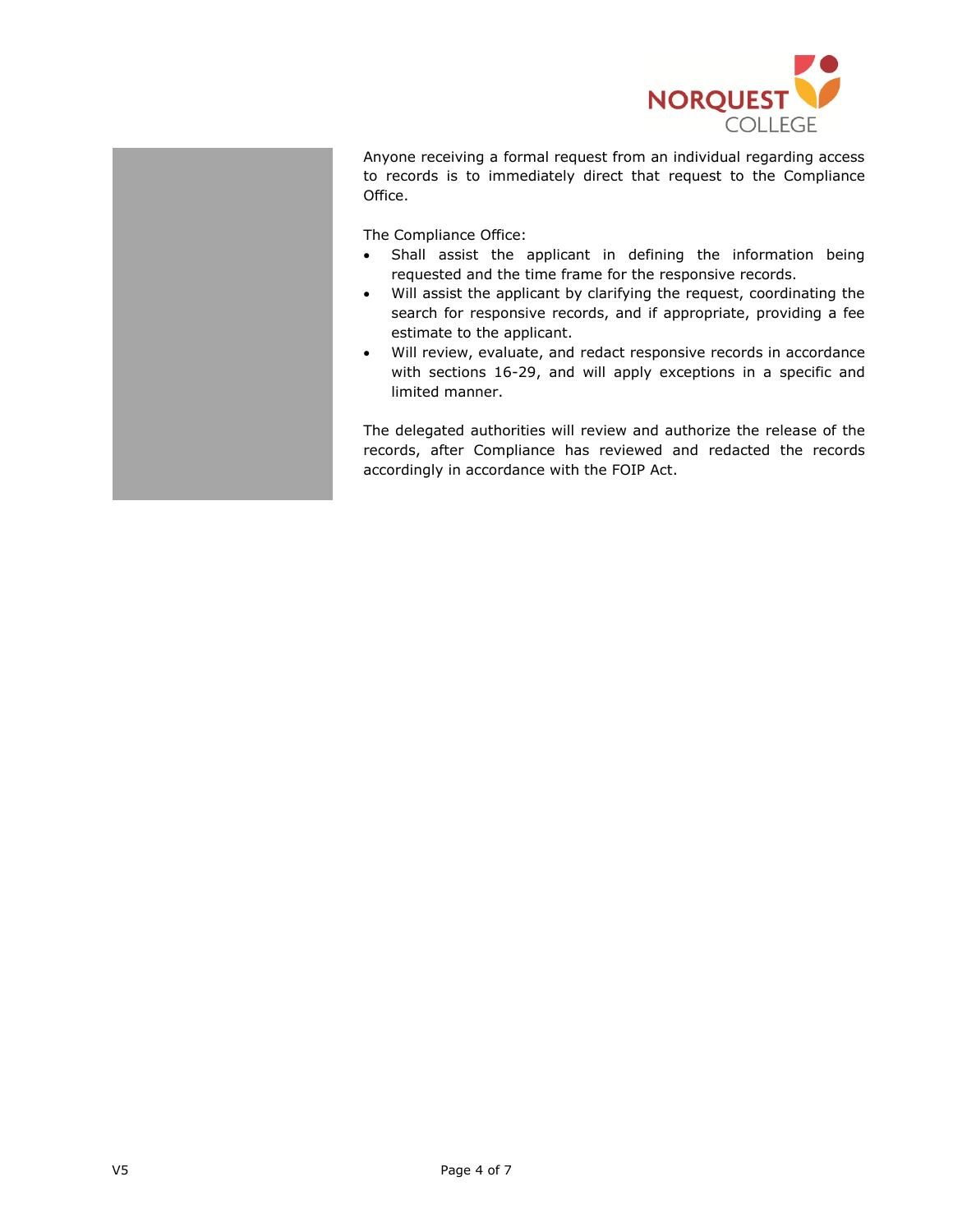Anyone receiving a formal request from an individual regarding access to records is to immediately direct that request to the Compliance Office.

The Compliance Office:

- Shall assist the applicant in defining the information being requested and the time frame for the responsive records.
- Will assist the applicant by clarifying the request, coordinating the search for responsive records, and if appropriate, providing a fee estimate to the applicant.
- Will review, evaluate, and redact responsive records in accordance with sections 16-29, and will apply exceptions in a specific and limited manner.

The delegated authorities will review and authorize the release of the records, after Compliance has reviewed and redacted the records accordingly in accordance with the FOIP Act.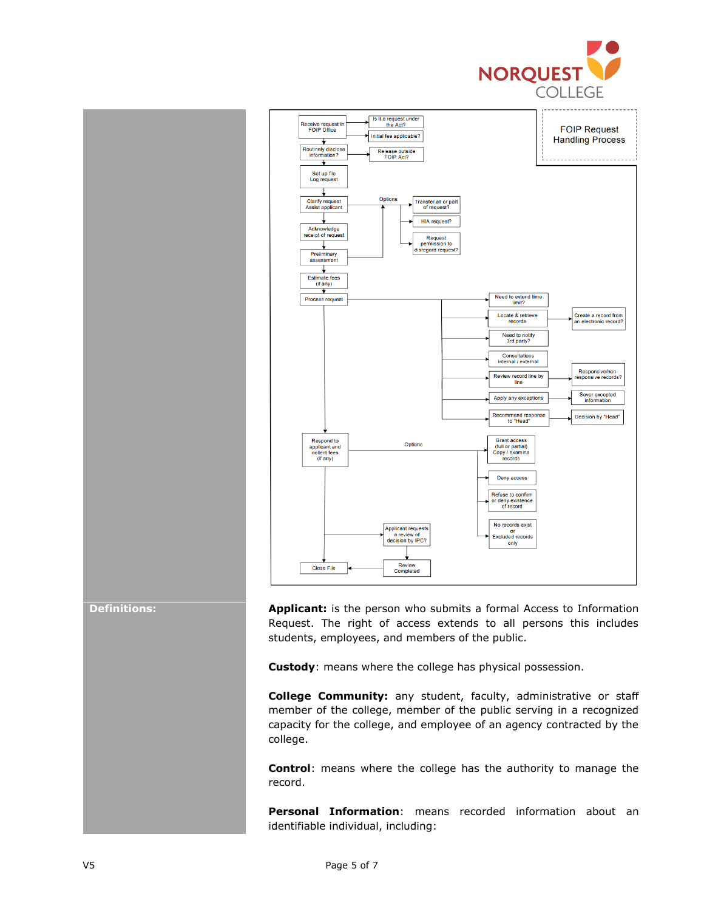**FOIP Request Handling Process**

- Receive request in FOIP Office
  - Is it a request under the Act?
  - Initial fee applicable?
- Routinely disclose information?
  - Release outside FOIP Act?
- Set up file / Log request
- Clarify request / Assist applicant
  - Options:
    - Transfer all or part of request?
    - HIA request?
    - Request permission to disregard request?
- Acknowledge receipt of request
- Preliminary assessment
- Estimate fees (if any)
- Process request
  - Need to extend time limit?
  - Locate & retrieve records
    - Create a record from an electronic record?
  - Need to notify 3rd party?
  - Consultations internal / external
  - Review record line by line
    - Responsive/non-responsive records?
  - Apply any exceptions
    - Sever excepted information
  - Recommend response to "Head"
    - Decision by "Head"
- Respond to applicant and collect fees (if any)
  - Options:
    - Grant access (full or partial) Copy / examine records
    - Deny access
    - Refuse to confirm or deny existence of record
    - No records exist or Excluded records only
  - Applicant requests a review of decision by IPC?
    - Review Completed
- Close File

## Definitions:

**Applicant:** is the person who submits a formal Access to Information Request. The right of access extends to all persons this includes students, employees, and members of the public.

**Custody**: means where the college has physical possession.

**College Community:** any student, faculty, administrative or staff member of the college, member of the public serving in a recognized capacity for the college, and employee of an agency contracted by the college.

**Control**: means where the college has the authority to manage the record.

**Personal Information**: means recorded information about an identifiable individual, including: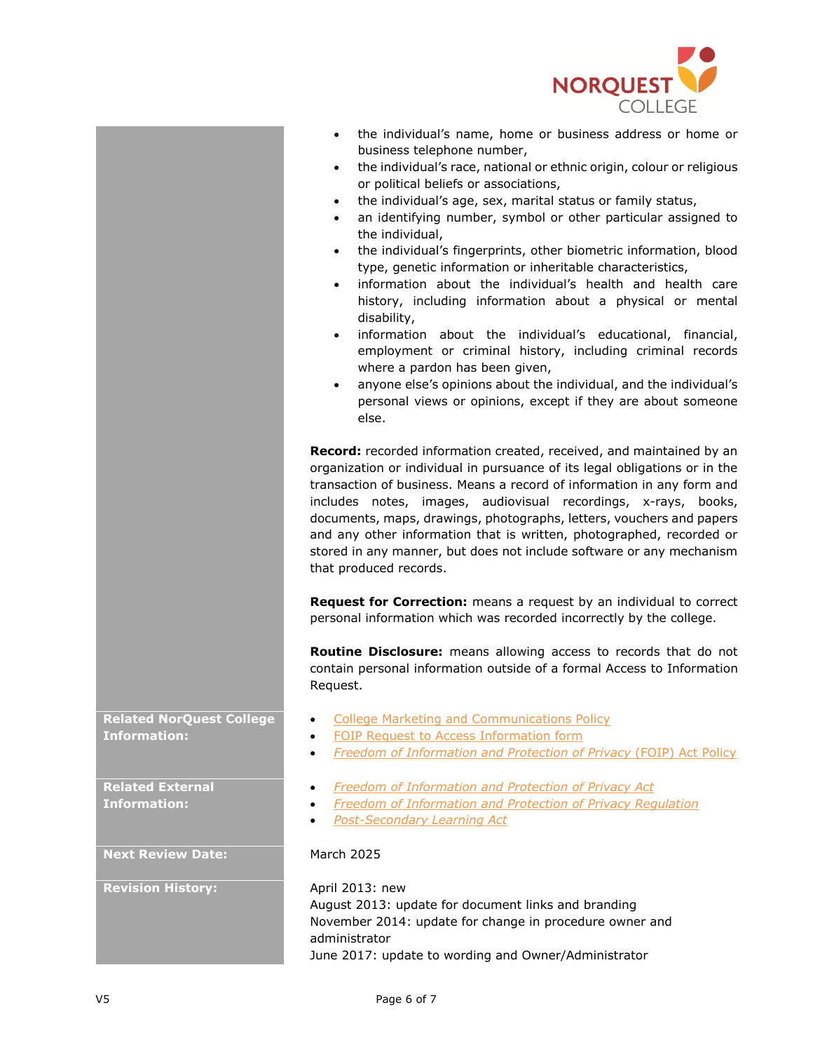- the individual's name, home or business address or home or business telephone number,
- the individual's race, national or ethnic origin, colour or religious or political beliefs or associations,
- the individual's age, sex, marital status or family status,
- an identifying number, symbol or other particular assigned to the individual,
- the individual's fingerprints, other biometric information, blood type, genetic information or inheritable characteristics,
- information about the individual's health and health care history, including information about a physical or mental disability,
- information about the individual's educational, financial, employment or criminal history, including criminal records where a pardon has been given,
- anyone else's opinions about the individual, and the individual's personal views or opinions, except if they are about someone else.

**Record:** recorded information created, received, and maintained by an organization or individual in pursuance of its legal obligations or in the transaction of business. Means a record of information in any form and includes notes, images, audiovisual recordings, x-rays, books, documents, maps, drawings, photographs, letters, vouchers and papers and any other information that is written, photographed, recorded or stored in any manner, but does not include software or any mechanism that produced records.

**Request for Correction:** means a request by an individual to correct personal information which was recorded incorrectly by the college.

**Routine Disclosure:** means allowing access to records that do not contain personal information outside of a formal Access to Information Request.

| | |
|---|---|
| **Related NorQuest College Information:** | • College Marketing and Communications Policy<br>• FOIP Request to Access Information form<br>• *Freedom of Information and Protection of Privacy* (FOIP) Act Policy |
| **Related External Information:** | • *Freedom of Information and Protection of Privacy Act*<br>• *Freedom of Information and Protection of Privacy Regulation*<br>• *Post-Secondary Learning Act* |
| **Next Review Date:** | March 2025 |
| **Revision History:** | April 2013: new<br>August 2013: update for document links and branding<br>November 2014: update for change in procedure owner and administrator<br>June 2017: update to wording and Owner/Administrator |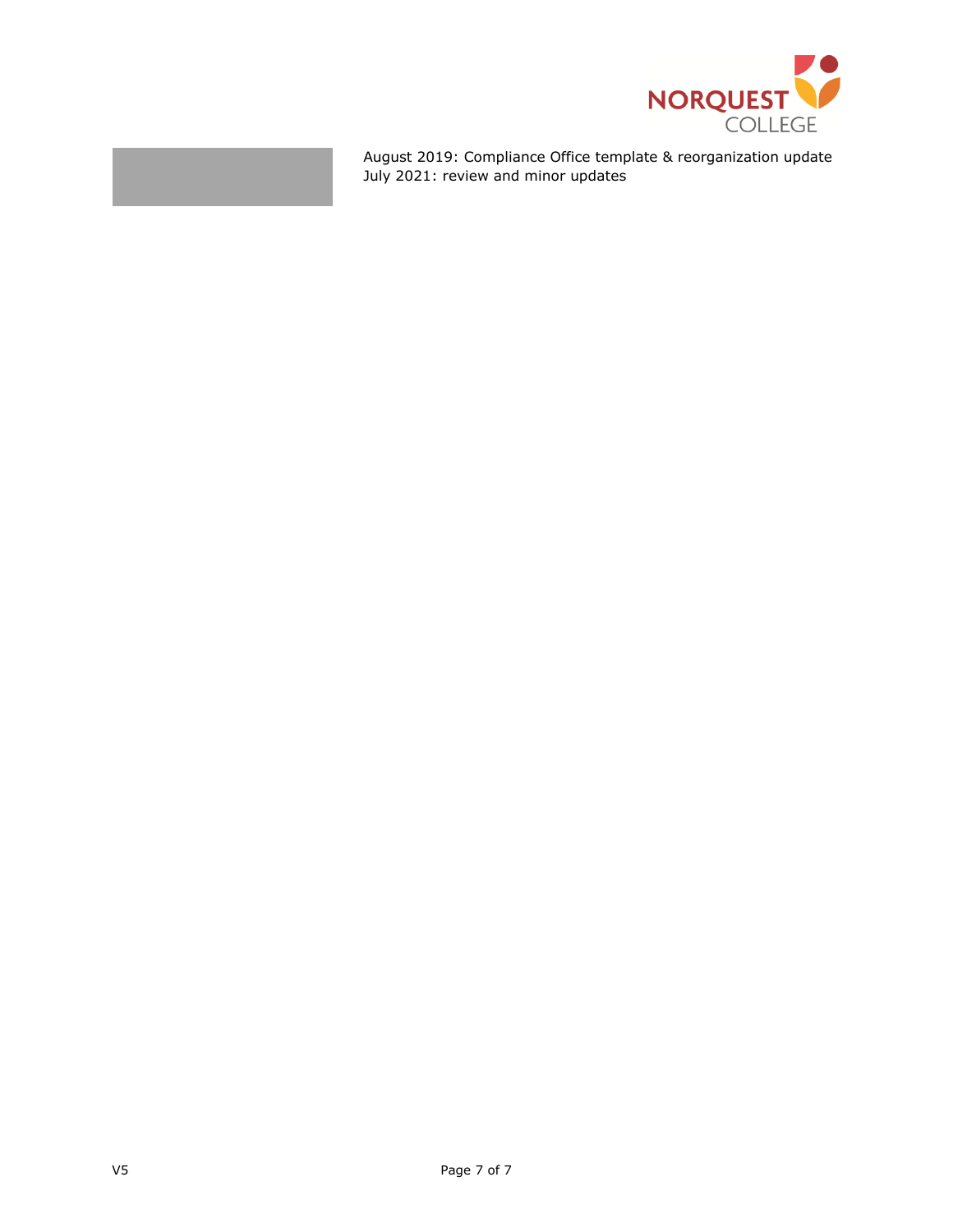| | |
|---|---|
| | August 2019: Compliance Office template & reorganization update<br>July 2021: review and minor updates |